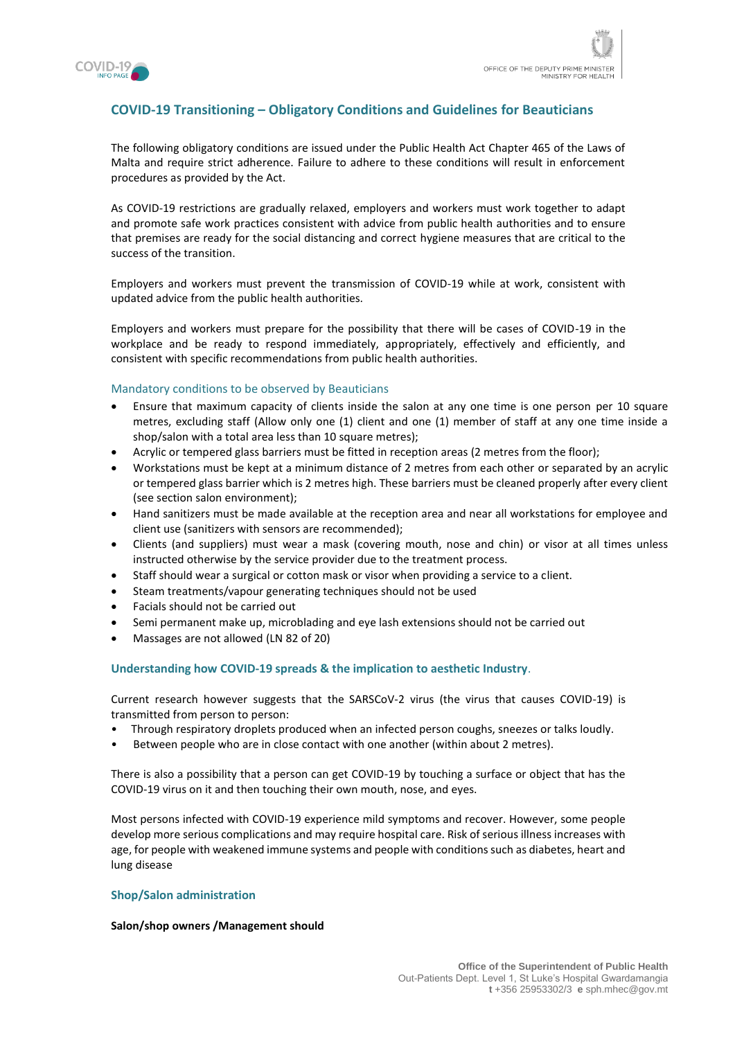# COVID-19 Transitioning – Obligatory Conditions and Guidelines for Beauticians

The following obligatory conditions are issued under the Public Health Act Chapter 465 of the Laws of Malta and require strict adherence. Failure to adhere to these conditions will result in enforcement procedures as provided by the Act.

As COVID-19 restrictions are gradually relaxed, employers and workers must work together to adapt and promote safe work practices consistent with advice from public health authorities and to ensure that premises are ready for the social distancing and correct hygiene measures that are critical to the success of the transition.

Employers and workers must prevent the transmission of COVID-19 while at work, consistent with updated advice from the public health authorities.

Employers and workers must prepare for the possibility that there will be cases of COVID-19 in the workplace and be ready to respond immediately, appropriately, effectively and efficiently, and consistent with specific recommendations from public health authorities.

## Mandatory conditions to be observed by Beauticians

- Ensure that maximum capacity of clients inside the salon at any one time is one person per 10 square metres, excluding staff (Allow only one (1) client and one (1) member of staff at any one time inside a shop/salon with a total area less than 10 square metres);
- Acrylic or tempered glass barriers must be fitted in reception areas (2 metres from the floor);
- Workstations must be kept at a minimum distance of 2 metres from each other or separated by an acrylic or tempered glass barrier which is 2 metres high. These barriers must be cleaned properly after every client (see section salon environment);
- Hand sanitizers must be made available at the reception area and near all workstations for employee and client use (sanitizers with sensors are recommended);
- Clients (and suppliers) must wear a mask (covering mouth, nose and chin) or visor at all times unless instructed otherwise by the service provider due to the treatment process.
- Staff should wear a surgical or cotton mask or visor when providing a service to a client.
- Steam treatments/vapour generating techniques should not be used
- Facials should not be carried out
- Semi permanent make up, microblading and eye lash extensions should not be carried out
- Massages are not allowed (LN 82 of 20)

## Understanding how COVID-19 spreads & the implication to aesthetic Industry.

Current research however suggests that the SARSCoV-2 virus (the virus that causes COVID-19) is transmitted from person to person:

- Through respiratory droplets produced when an infected person coughs, sneezes or talks loudly.
- Between people who are in close contact with one another (within about 2 metres).

There is also a possibility that a person can get COVID-19 by touching a surface or object that has the COVID-19 virus on it and then touching their own mouth, nose, and eyes.

Most persons infected with COVID-19 experience mild symptoms and recover. However, some people develop more serious complications and may require hospital care. Risk of serious illness increases with age, for people with weakened immune systems and people with conditions such as diabetes, heart and lung disease

## Shop/Salon administration

**Salon/shop owners /Management should**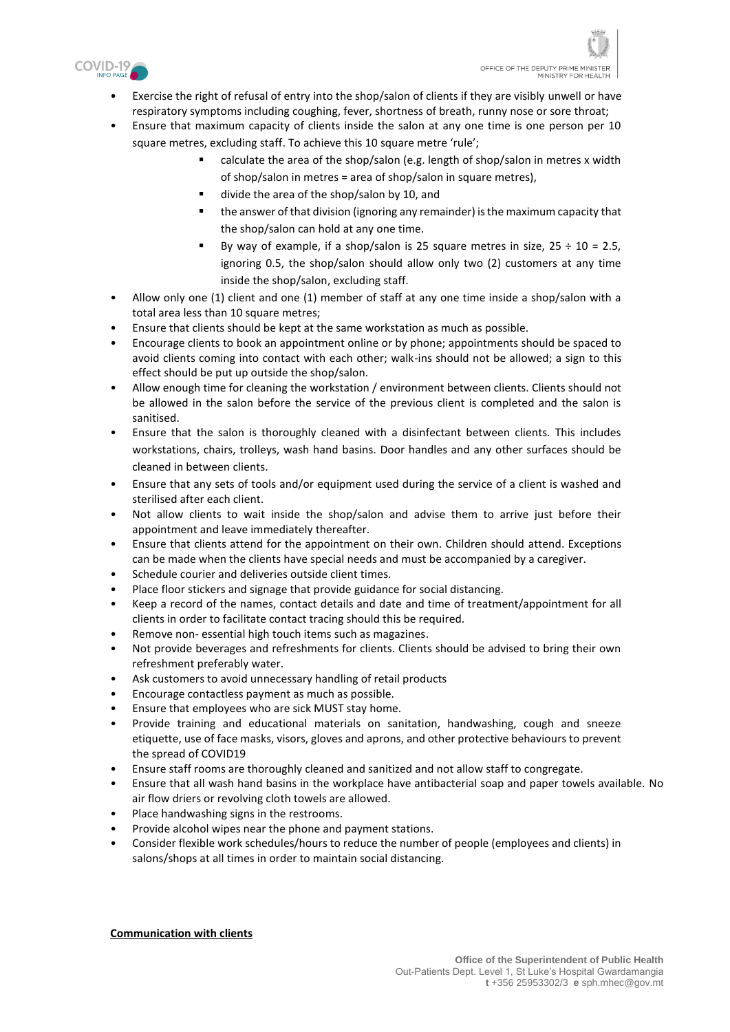- Exercise the right of refusal of entry into the shop/salon of clients if they are visibly unwell or have respiratory symptoms including coughing, fever, shortness of breath, runny nose or sore throat;
- Ensure that maximum capacity of clients inside the salon at any one time is one person per 10 square metres, excluding staff. To achieve this 10 square metre 'rule';
    - calculate the area of the shop/salon (e.g. length of shop/salon in metres x width of shop/salon in metres = area of shop/salon in square metres),
    - divide the area of the shop/salon by 10, and
    - the answer of that division (ignoring any remainder) is the maximum capacity that the shop/salon can hold at any one time.
    - By way of example, if a shop/salon is 25 square metres in size, 25 ÷ 10 = 2.5, ignoring 0.5, the shop/salon should allow only two (2) customers at any time inside the shop/salon, excluding staff.
- Allow only one (1) client and one (1) member of staff at any one time inside a shop/salon with a total area less than 10 square metres;
- Ensure that clients should be kept at the same workstation as much as possible.
- Encourage clients to book an appointment online or by phone; appointments should be spaced to avoid clients coming into contact with each other; walk-ins should not be allowed; a sign to this effect should be put up outside the shop/salon.
- Allow enough time for cleaning the workstation / environment between clients. Clients should not be allowed in the salon before the service of the previous client is completed and the salon is sanitised.
- Ensure that the salon is thoroughly cleaned with a disinfectant between clients. This includes workstations, chairs, trolleys, wash hand basins. Door handles and any other surfaces should be cleaned in between clients.
- Ensure that any sets of tools and/or equipment used during the service of a client is washed and sterilised after each client.
- Not allow clients to wait inside the shop/salon and advise them to arrive just before their appointment and leave immediately thereafter.
- Ensure that clients attend for the appointment on their own. Children should attend. Exceptions can be made when the clients have special needs and must be accompanied by a caregiver.
- Schedule courier and deliveries outside client times.
- Place floor stickers and signage that provide guidance for social distancing.
- Keep a record of the names, contact details and date and time of treatment/appointment for all clients in order to facilitate contact tracing should this be required.
- Remove non- essential high touch items such as magazines.
- Not provide beverages and refreshments for clients. Clients should be advised to bring their own refreshment preferably water.
- Ask customers to avoid unnecessary handling of retail products
- Encourage contactless payment as much as possible.
- Ensure that employees who are sick MUST stay home.
- Provide training and educational materials on sanitation, handwashing, cough and sneeze etiquette, use of face masks, visors, gloves and aprons, and other protective behaviours to prevent the spread of COVID19
- Ensure staff rooms are thoroughly cleaned and sanitized and not allow staff to congregate.
- Ensure that all wash hand basins in the workplace have antibacterial soap and paper towels available. No air flow driers or revolving cloth towels are allowed.
- Place handwashing signs in the restrooms.
- Provide alcohol wipes near the phone and payment stations.
- Consider flexible work schedules/hours to reduce the number of people (employees and clients) in salons/shops at all times in order to maintain social distancing.

**Communication with clients**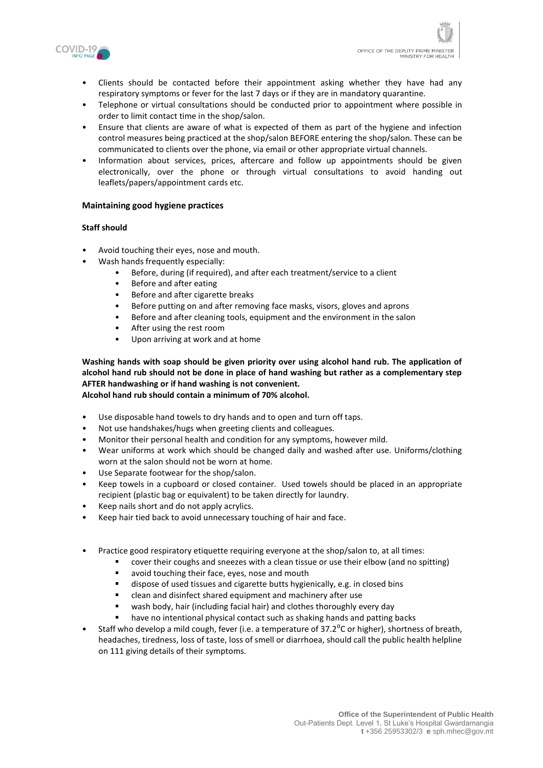- Clients should be contacted before their appointment asking whether they have had any respiratory symptoms or fever for the last 7 days or if they are in mandatory quarantine.
- Telephone or virtual consultations should be conducted prior to appointment where possible in order to limit contact time in the shop/salon.
- Ensure that clients are aware of what is expected of them as part of the hygiene and infection control measures being practiced at the shop/salon BEFORE entering the shop/salon. These can be communicated to clients over the phone, via email or other appropriate virtual channels.
- Information about services, prices, aftercare and follow up appointments should be given electronically, over the phone or through virtual consultations to avoid handing out leaflets/papers/appointment cards etc.

### Maintaining good hygiene practices

**Staff should**

- Avoid touching their eyes, nose and mouth.
- Wash hands frequently especially:
  - Before, during (if required), and after each treatment/service to a client
  - Before and after eating
  - Before and after cigarette breaks
  - Before putting on and after removing face masks, visors, gloves and aprons
  - Before and after cleaning tools, equipment and the environment in the salon
  - After using the rest room
  - Upon arriving at work and at home

**Washing hands with soap should be given priority over using alcohol hand rub. The application of alcohol hand rub should not be done in place of hand washing but rather as a complementary step AFTER handwashing or if hand washing is not convenient.**
**Alcohol hand rub should contain a minimum of 70% alcohol.**

- Use disposable hand towels to dry hands and to open and turn off taps.
- Not use handshakes/hugs when greeting clients and colleagues.
- Monitor their personal health and condition for any symptoms, however mild.
- Wear uniforms at work which should be changed daily and washed after use. Uniforms/clothing worn at the salon should not be worn at home.
- Use Separate footwear for the shop/salon.
- Keep towels in a cupboard or closed container. Used towels should be placed in an appropriate recipient (plastic bag or equivalent) to be taken directly for laundry.
- Keep nails short and do not apply acrylics.
- Keep hair tied back to avoid unnecessary touching of hair and face.

- Practice good respiratory etiquette requiring everyone at the shop/salon to, at all times:
  - cover their coughs and sneezes with a clean tissue or use their elbow (and no spitting)
  - avoid touching their face, eyes, nose and mouth
  - dispose of used tissues and cigarette butts hygienically, e.g. in closed bins
  - clean and disinfect shared equipment and machinery after use
  - wash body, hair (including facial hair) and clothes thoroughly every day
  - have no intentional physical contact such as shaking hands and patting backs
- Staff who develop a mild cough, fever (i.e. a temperature of $37.2^0$C or higher), shortness of breath, headaches, tiredness, loss of taste, loss of smell or diarrhoea, should call the public health helpline on 111 giving details of their symptoms.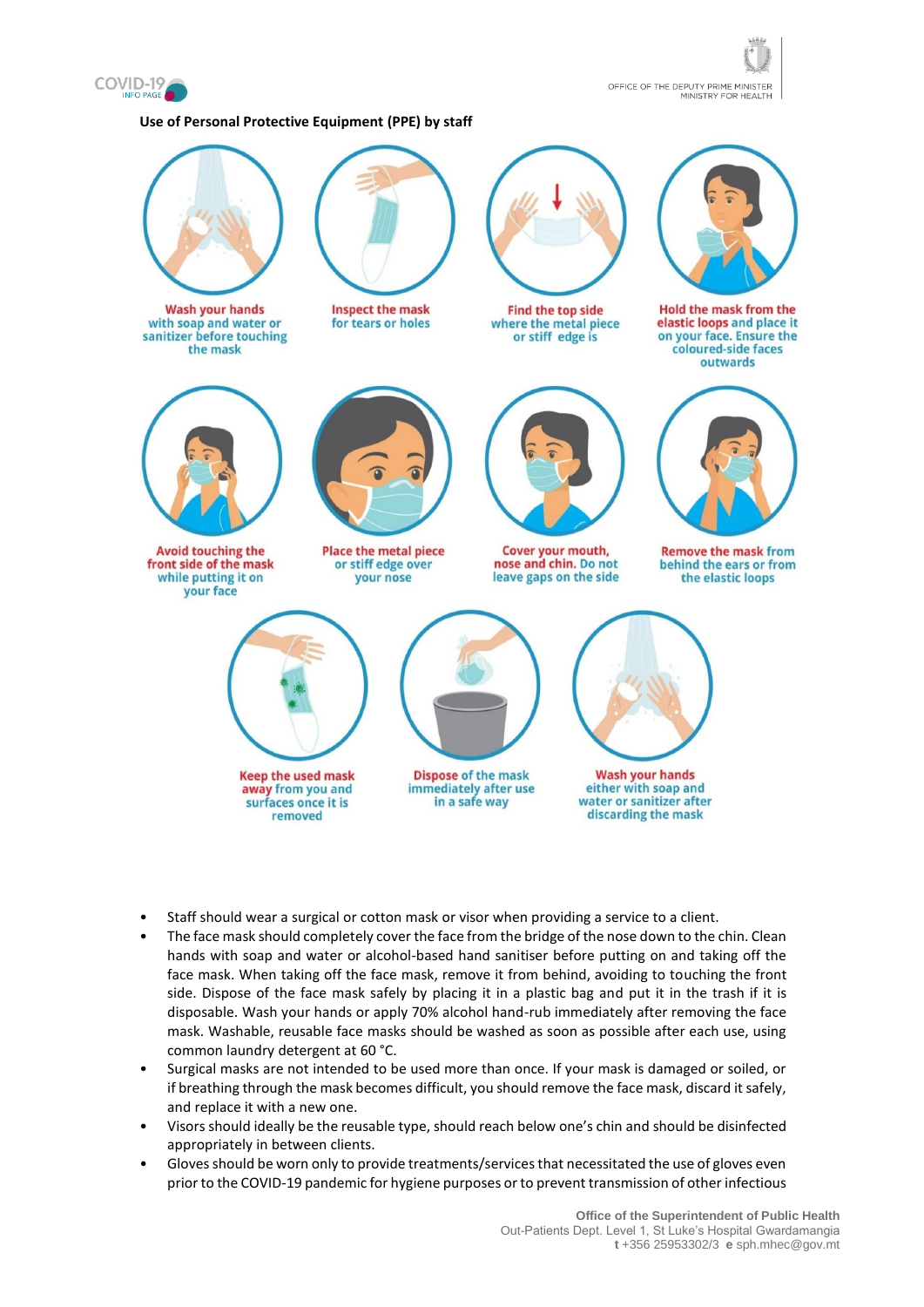**Use of Personal Protective Equipment (PPE) by staff**

Wash your hands with soap and water or sanitizer before touching the mask

Inspect the mask for tears or holes

Find the top side where the metal piece or stiff edge is

Hold the mask from the elastic loops and place it on your face. Ensure the coloured-side faces outwards

Avoid touching the front side of the mask while putting it on your face

Place the metal piece or stiff edge over your nose

Cover your mouth, nose and chin. Do not leave gaps on the side

Remove the mask from behind the ears or from the elastic loops

Keep the used mask away from you and surfaces once it is removed

Dispose of the mask immediately after use in a safe way

Wash your hands either with soap and water or sanitizer after discarding the mask

- Staff should wear a surgical or cotton mask or visor when providing a service to a client.
- The face mask should completely cover the face from the bridge of the nose down to the chin. Clean hands with soap and water or alcohol-based hand sanitiser before putting on and taking off the face mask. When taking off the face mask, remove it from behind, avoiding to touching the front side. Dispose of the face mask safely by placing it in a plastic bag and put it in the trash if it is disposable. Wash your hands or apply 70% alcohol hand-rub immediately after removing the face mask. Washable, reusable face masks should be washed as soon as possible after each use, using common laundry detergent at 60 °C.
- Surgical masks are not intended to be used more than once. If your mask is damaged or soiled, or if breathing through the mask becomes difficult, you should remove the face mask, discard it safely, and replace it with a new one.
- Visors should ideally be the reusable type, should reach below one's chin and should be disinfected appropriately in between clients.
- Gloves should be worn only to provide treatments/services that necessitated the use of gloves even prior to the COVID-19 pandemic for hygiene purposes or to prevent transmission of other infectious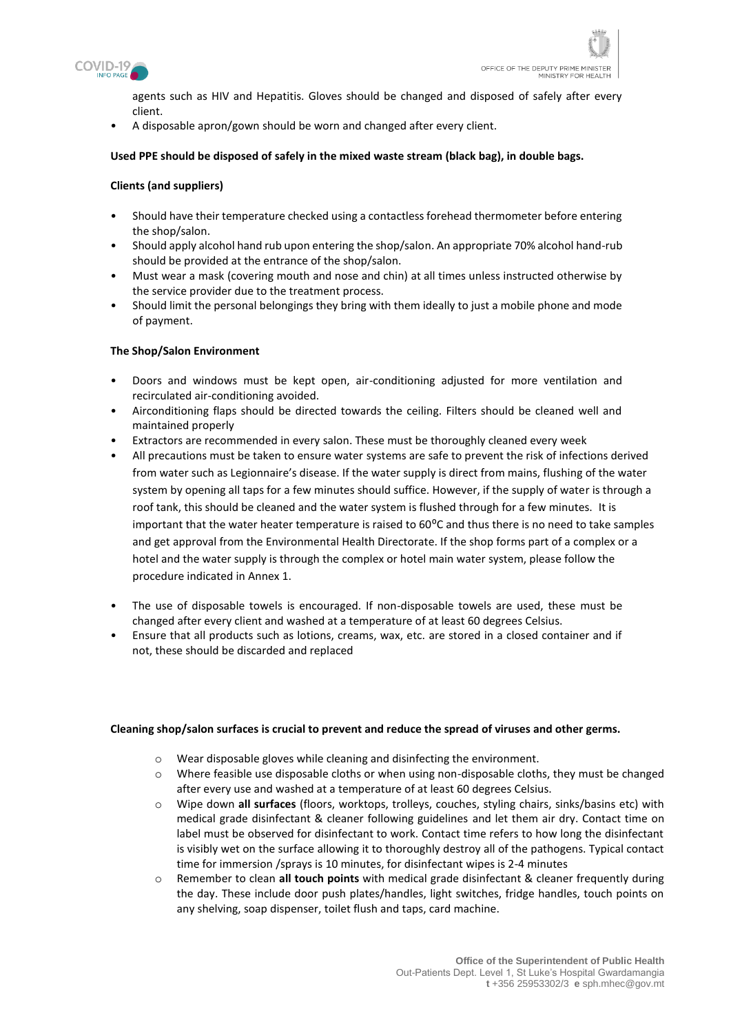agents such as HIV and Hepatitis. Gloves should be changed and disposed of safely after every client.

- A disposable apron/gown should be worn and changed after every client.

**Used PPE should be disposed of safely in the mixed waste stream (black bag), in double bags.**

**Clients (and suppliers)**

- Should have their temperature checked using a contactless forehead thermometer before entering the shop/salon.
- Should apply alcohol hand rub upon entering the shop/salon. An appropriate 70% alcohol hand-rub should be provided at the entrance of the shop/salon.
- Must wear a mask (covering mouth and nose and chin) at all times unless instructed otherwise by the service provider due to the treatment process.
- Should limit the personal belongings they bring with them ideally to just a mobile phone and mode of payment.

**The Shop/Salon Environment**

- Doors and windows must be kept open, air-conditioning adjusted for more ventilation and recirculated air-conditioning avoided.
- Airconditioning flaps should be directed towards the ceiling. Filters should be cleaned well and maintained properly
- Extractors are recommended in every salon. These must be thoroughly cleaned every week
- All precautions must be taken to ensure water systems are safe to prevent the risk of infections derived from water such as Legionnaire's disease. If the water supply is direct from mains, flushing of the water system by opening all taps for a few minutes should suffice. However, if the supply of water is through a roof tank, this should be cleaned and the water system is flushed through for a few minutes. It is important that the water heater temperature is raised to 60°C and thus there is no need to take samples and get approval from the Environmental Health Directorate. If the shop forms part of a complex or a hotel and the water supply is through the complex or hotel main water system, please follow the procedure indicated in Annex 1.
- The use of disposable towels is encouraged. If non-disposable towels are used, these must be changed after every client and washed at a temperature of at least 60 degrees Celsius.
- Ensure that all products such as lotions, creams, wax, etc. are stored in a closed container and if not, these should be discarded and replaced

**Cleaning shop/salon surfaces is crucial to prevent and reduce the spread of viruses and other germs.**

- Wear disposable gloves while cleaning and disinfecting the environment.
- Where feasible use disposable cloths or when using non-disposable cloths, they must be changed after every use and washed at a temperature of at least 60 degrees Celsius.
- Wipe down **all surfaces** (floors, worktops, trolleys, couches, styling chairs, sinks/basins etc) with medical grade disinfectant & cleaner following guidelines and let them air dry. Contact time on label must be observed for disinfectant to work. Contact time refers to how long the disinfectant is visibly wet on the surface allowing it to thoroughly destroy all of the pathogens. Typical contact time for immersion /sprays is 10 minutes, for disinfectant wipes is 2-4 minutes
- Remember to clean **all touch points** with medical grade disinfectant & cleaner frequently during the day. These include door push plates/handles, light switches, fridge handles, touch points on any shelving, soap dispenser, toilet flush and taps, card machine.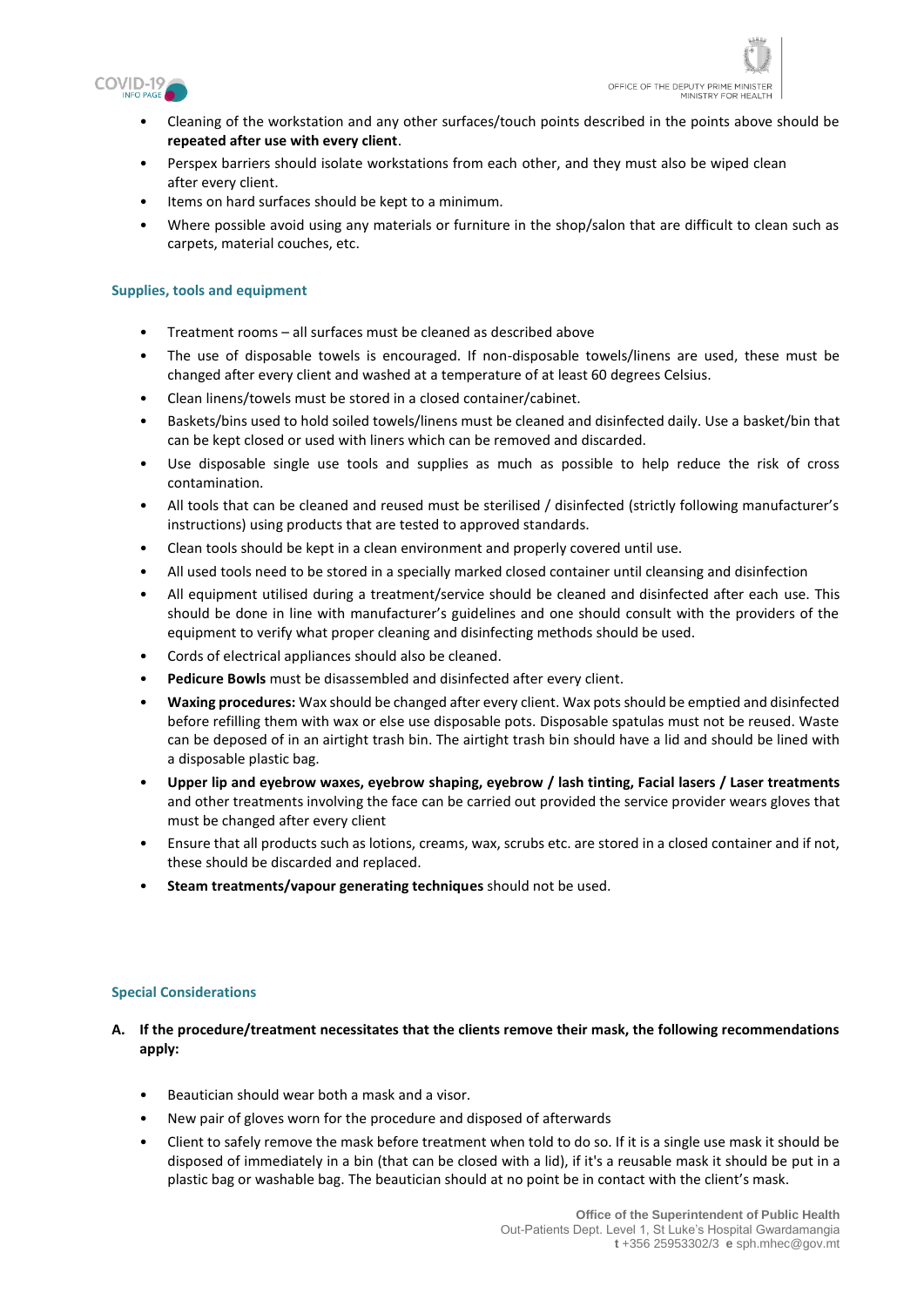- Cleaning of the workstation and any other surfaces/touch points described in the points above should be **repeated after use with every client**.
- Perspex barriers should isolate workstations from each other, and they must also be wiped clean after every client.
- Items on hard surfaces should be kept to a minimum.
- Where possible avoid using any materials or furniture in the shop/salon that are difficult to clean such as carpets, material couches, etc.

### Supplies, tools and equipment

- Treatment rooms – all surfaces must be cleaned as described above
- The use of disposable towels is encouraged. If non-disposable towels/linens are used, these must be changed after every client and washed at a temperature of at least 60 degrees Celsius.
- Clean linens/towels must be stored in a closed container/cabinet.
- Baskets/bins used to hold soiled towels/linens must be cleaned and disinfected daily. Use a basket/bin that can be kept closed or used with liners which can be removed and discarded.
- Use disposable single use tools and supplies as much as possible to help reduce the risk of cross contamination.
- All tools that can be cleaned and reused must be sterilised / disinfected (strictly following manufacturer's instructions) using products that are tested to approved standards.
- Clean tools should be kept in a clean environment and properly covered until use.
- All used tools need to be stored in a specially marked closed container until cleansing and disinfection
- All equipment utilised during a treatment/service should be cleaned and disinfected after each use. This should be done in line with manufacturer's guidelines and one should consult with the providers of the equipment to verify what proper cleaning and disinfecting methods should be used.
- Cords of electrical appliances should also be cleaned.
- **Pedicure Bowls** must be disassembled and disinfected after every client.
- **Waxing procedures:** Wax should be changed after every client. Wax pots should be emptied and disinfected before refilling them with wax or else use disposable pots. Disposable spatulas must not be reused. Waste can be deposed of in an airtight trash bin. The airtight trash bin should have a lid and should be lined with a disposable plastic bag.
- **Upper lip and eyebrow waxes, eyebrow shaping, eyebrow / lash tinting, Facial lasers / Laser treatments** and other treatments involving the face can be carried out provided the service provider wears gloves that must be changed after every client
- Ensure that all products such as lotions, creams, wax, scrubs etc. are stored in a closed container and if not, these should be discarded and replaced.
- **Steam treatments/vapour generating techniques** should not be used.

### Special Considerations

**A. If the procedure/treatment necessitates that the clients remove their mask, the following recommendations apply:**

- Beautician should wear both a mask and a visor.
- New pair of gloves worn for the procedure and disposed of afterwards
- Client to safely remove the mask before treatment when told to do so. If it is a single use mask it should be disposed of immediately in a bin (that can be closed with a lid), if it's a reusable mask it should be put in a plastic bag or washable bag. The beautician should at no point be in contact with the client's mask.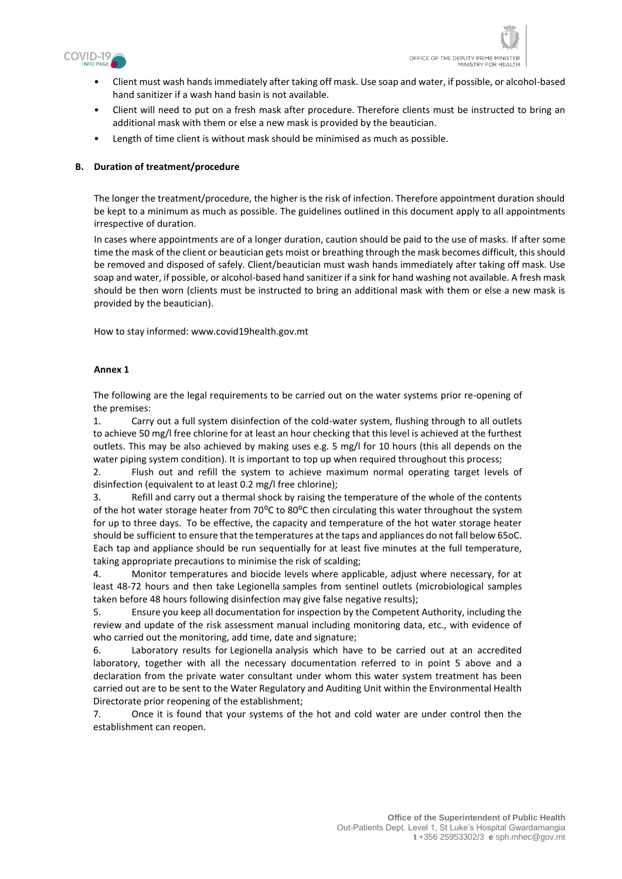- Client must wash hands immediately after taking off mask. Use soap and water, if possible, or alcohol-based hand sanitizer if a wash hand basin is not available.
- Client will need to put on a fresh mask after procedure. Therefore clients must be instructed to bring an additional mask with them or else a new mask is provided by the beautician.
- Length of time client is without mask should be minimised as much as possible.

**B. Duration of treatment/procedure**

The longer the treatment/procedure, the higher is the risk of infection. Therefore appointment duration should be kept to a minimum as much as possible. The guidelines outlined in this document apply to all appointments irrespective of duration.

In cases where appointments are of a longer duration, caution should be paid to the use of masks. If after some time the mask of the client or beautician gets moist or breathing through the mask becomes difficult, this should be removed and disposed of safely. Client/beautician must wash hands immediately after taking off mask. Use soap and water, if possible, or alcohol-based hand sanitizer if a sink for hand washing not available. A fresh mask should be then worn (clients must be instructed to bring an additional mask with them or else a new mask is provided by the beautician).

How to stay informed: www.covid19health.gov.mt

**Annex 1**

The following are the legal requirements to be carried out on the water systems prior re-opening of the premises:

1. Carry out a full system disinfection of the cold-water system, flushing through to all outlets to achieve 50 mg/l free chlorine for at least an hour checking that this level is achieved at the furthest outlets. This may be also achieved by making uses e.g. 5 mg/l for 10 hours (this all depends on the water piping system condition). It is important to top up when required throughout this process;
2. Flush out and refill the system to achieve maximum normal operating target levels of disinfection (equivalent to at least 0.2 mg/l free chlorine);
3. Refill and carry out a thermal shock by raising the temperature of the whole of the contents of the hot water storage heater from 70⁰C to 80⁰C then circulating this water throughout the system for up to three days. To be effective, the capacity and temperature of the hot water storage heater should be sufficient to ensure that the temperatures at the taps and appliances do not fall below 65oC. Each tap and appliance should be run sequentially for at least five minutes at the full temperature, taking appropriate precautions to minimise the risk of scalding;
4. Monitor temperatures and biocide levels where applicable, adjust where necessary, for at least 48-72 hours and then take Legionella samples from sentinel outlets (microbiological samples taken before 48 hours following disinfection may give false negative results);
5. Ensure you keep all documentation for inspection by the Competent Authority, including the review and update of the risk assessment manual including monitoring data, etc., with evidence of who carried out the monitoring, add time, date and signature;
6. Laboratory results for Legionella analysis which have to be carried out at an accredited laboratory, together with all the necessary documentation referred to in point 5 above and a declaration from the private water consultant under whom this water system treatment has been carried out are to be sent to the Water Regulatory and Auditing Unit within the Environmental Health Directorate prior reopening of the establishment;
7. Once it is found that your systems of the hot and cold water are under control then the establishment can reopen.